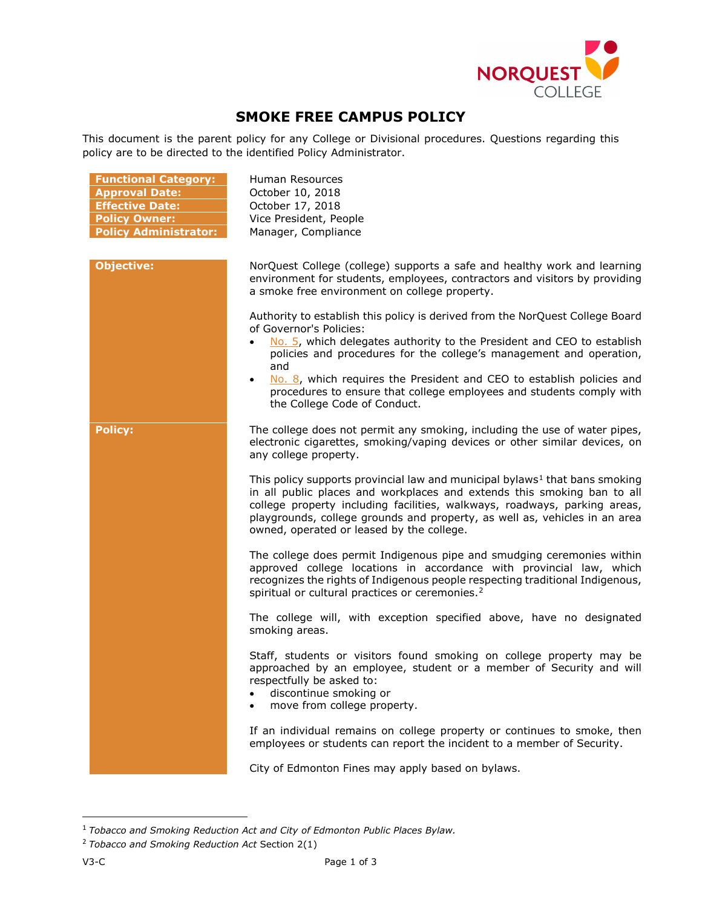# SMOKE FREE CAMPUS POLICY

This document is the parent policy for any College or Divisional procedures. Questions regarding this policy are to be directed to the identified Policy Administrator.

| | |
|---|---|
| **Functional Category:** | Human Resources |
| **Approval Date:** | October 10, 2018 |
| **Effective Date:** | October 17, 2018 |
| **Policy Owner:** | Vice President, People |
| **Policy Administrator:** | Manager, Compliance |

## Objective:

NorQuest College (college) supports a safe and healthy work and learning environment for students, employees, contractors and visitors by providing a smoke free environment on college property.

Authority to establish this policy is derived from the NorQuest College Board of Governor's Policies:

- No. 5, which delegates authority to the President and CEO to establish policies and procedures for the college's management and operation, and
- No. 8, which requires the President and CEO to establish policies and procedures to ensure that college employees and students comply with the College Code of Conduct.

## Policy:

The college does not permit any smoking, including the use of water pipes, electronic cigarettes, smoking/vaping devices or other similar devices, on any college property.

This policy supports provincial law and municipal bylaws[1] that bans smoking in all public places and workplaces and extends this smoking ban to all college property including facilities, walkways, roadways, parking areas, playgrounds, college grounds and property, as well as, vehicles in an area owned, operated or leased by the college.

The college does permit Indigenous pipe and smudging ceremonies within approved college locations in accordance with provincial law, which recognizes the rights of Indigenous people respecting traditional Indigenous, spiritual or cultural practices or ceremonies.[2]

The college will, with exception specified above, have no designated smoking areas.

Staff, students or visitors found smoking on college property may be approached by an employee, student or a member of Security and will respectfully be asked to:

- discontinue smoking or
- move from college property.

If an individual remains on college property or continues to smoke, then employees or students can report the incident to a member of Security.

City of Edmonton Fines may apply based on bylaws.

---

[1] *Tobacco and Smoking Reduction Act and City of Edmonton Public Places Bylaw.*

[2] *Tobacco and Smoking Reduction Act* Section 2(1)

V3-C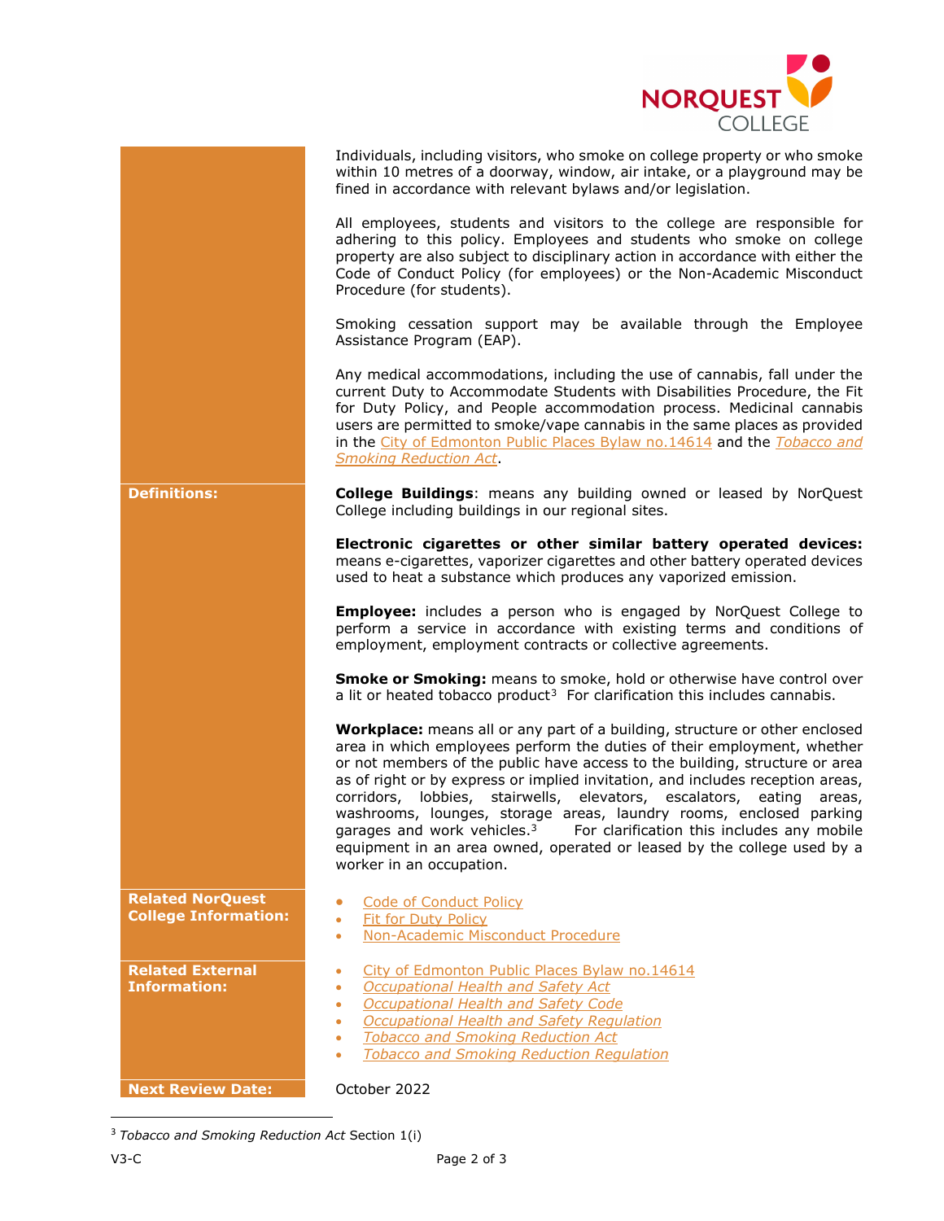| | |
|---|---|
| | Individuals, including visitors, who smoke on college property or who smoke within 10 metres of a doorway, window, air intake, or a playground may be fined in accordance with relevant bylaws and/or legislation.<br><br>All employees, students and visitors to the college are responsible for adhering to this policy. Employees and students who smoke on college property are also subject to disciplinary action in accordance with either the Code of Conduct Policy (for employees) or the Non-Academic Misconduct Procedure (for students).<br><br>Smoking cessation support may be available through the Employee Assistance Program (EAP).<br><br>Any medical accommodations, including the use of cannabis, fall under the current Duty to Accommodate Students with Disabilities Procedure, the Fit for Duty Policy, and People accommodation process. Medicinal cannabis users are permitted to smoke/vape cannabis in the same places as provided in the City of Edmonton Public Places Bylaw no.14614 and the *Tobacco and Smoking Reduction Act*. |
| **Definitions:** | **College Buildings**: means any building owned or leased by NorQuest College including buildings in our regional sites.<br><br>**Electronic cigarettes or other similar battery operated devices:** means e-cigarettes, vaporizer cigarettes and other battery operated devices used to heat a substance which produces any vaporized emission.<br><br>**Employee:** includes a person who is engaged by NorQuest College to perform a service in accordance with existing terms and conditions of employment, employment contracts or collective agreements.<br><br>**Smoke or Smoking:** means to smoke, hold or otherwise have control over a lit or heated tobacco product[3] For clarification this includes cannabis.<br><br>**Workplace:** means all or any part of a building, structure or other enclosed area in which employees perform the duties of their employment, whether or not members of the public have access to the building, structure or area as of right or by express or implied invitation, and includes reception areas, corridors, lobbies, stairwells, elevators, escalators, eating areas, washrooms, lounges, storage areas, laundry rooms, enclosed parking garages and work vehicles.[3] For clarification this includes any mobile equipment in an area owned, operated or leased by the college used by a worker in an occupation. |
| **Related NorQuest College Information:** | • Code of Conduct Policy<br>• Fit for Duty Policy<br>• Non-Academic Misconduct Procedure |
| **Related External Information:** | • City of Edmonton Public Places Bylaw no.14614<br>• *Occupational Health and Safety Act*<br>• *Occupational Health and Safety Code*<br>• *Occupational Health and Safety Regulation*<br>• *Tobacco and Smoking Reduction Act*<br>• *Tobacco and Smoking Reduction Regulation* |
| **Next Review Date:** | October 2022 |

[3] *Tobacco and Smoking Reduction Act* Section 1(i)

V3-C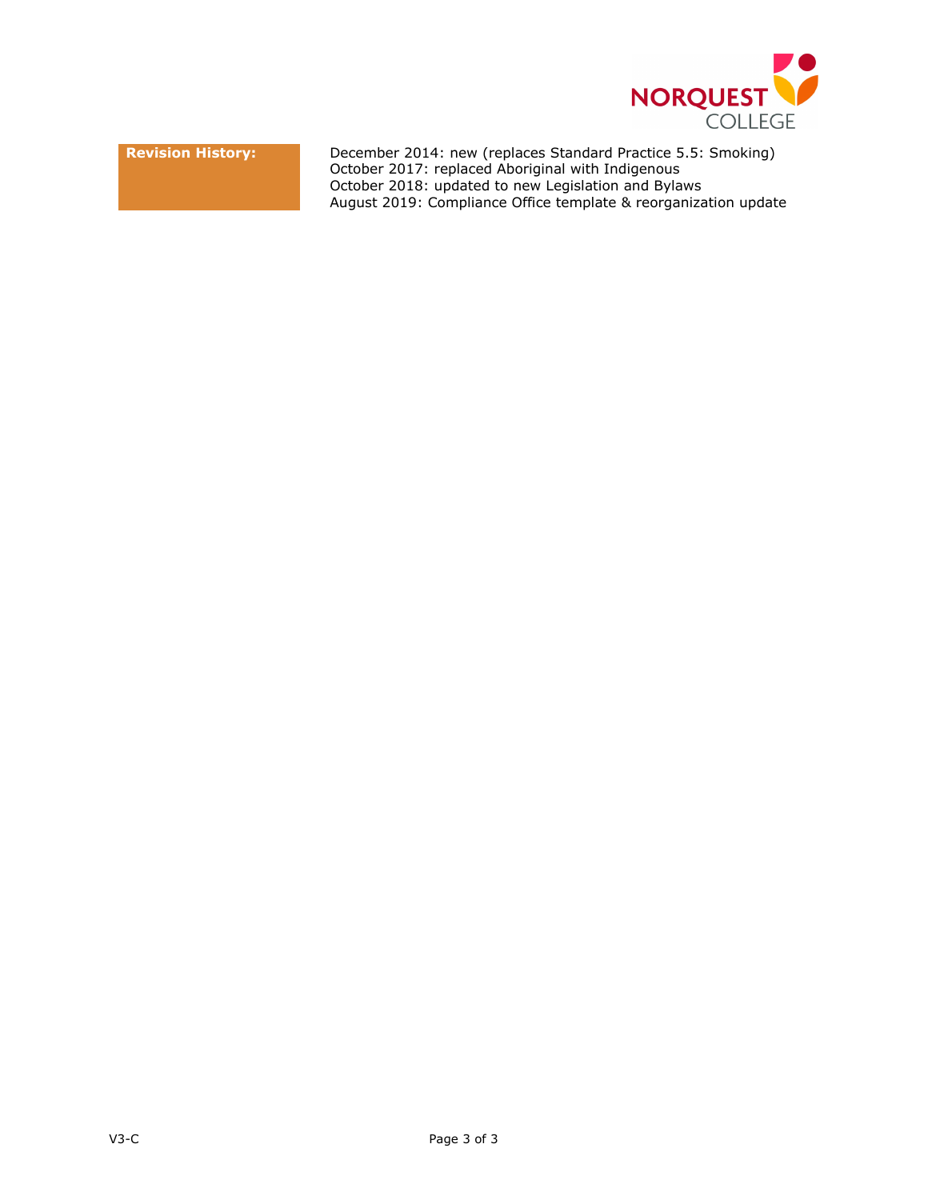| | |
|---|---|
| **Revision History:** | December 2014: new (replaces Standard Practice 5.5: Smoking)<br>October 2017: replaced Aboriginal with Indigenous<br>October 2018: updated to new Legislation and Bylaws<br>August 2019: Compliance Office template & reorganization update |